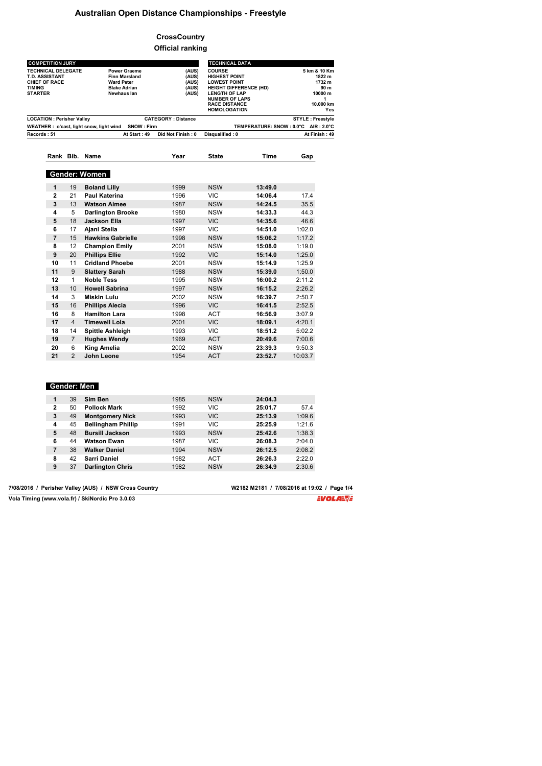# Australian Open Distance Championships - Freestyle

## CrossCountry

### Official ranking

| COMPETITION JURY | | |
|---|---|---|
| TECHNICAL DELEGATE | Power Graeme | (AUS) |
| T.D. ASSISTANT | Finn Marsland | (AUS) |
| CHIEF OF RACE | Ward Peter | (AUS) |
| TIMING | Blake Adrian | (AUS) |
| STARTER | Newhaus Ian | (AUS) |

| TECHNICAL DATA | |
|---|---|
| COURSE | 5 km & 10 Km |
| HIGHEST POINT | 1822 m |
| LOWEST POINT | 1732 m |
| HEIGHT DIFFERENCE (HD) | 90 m |
| LENGTH OF LAP | 10000 m |
| NUMBER OF LAPS | 1 |
| RACE DISTANCE | 10.000 km |
| HOMOLOGATION | Yes |

LOCATION : Perisher Valley — CATEGORY : Distance — STYLE : Freestyle

WEATHER : o'cast, light snow, light wind — SNOW : Firm — TEMPERATURE: SNOW : 0.0°C AIR : 2.0°C

Records : 51 — At Start : 49 — Did Not Finish : 0 — Disqualified : 0 — At Finish : 49

**Gender: Women**

| Rank | Bib. | Name | Year | State | Time | Gap |
|---|---|---|---|---|---|---|
| 1 | 19 | **Boland Lilly** | 1999 | NSW | **13:49.0** | |
| 2 | 21 | **Paul Katerina** | 1996 | VIC | **14:06.4** | 17.4 |
| 3 | 13 | **Watson Aimee** | 1987 | NSW | **14:24.5** | 35.5 |
| 4 | 5 | **Darlington Brooke** | 1980 | NSW | **14:33.3** | 44.3 |
| 5 | 18 | **Jackson Ella** | 1997 | VIC | **14:35.6** | 46.6 |
| 6 | 17 | **Ajani Stella** | 1997 | VIC | **14:51.0** | 1:02.0 |
| 7 | 15 | **Hawkins Gabrielle** | 1998 | NSW | **15:06.2** | 1:17.2 |
| 8 | 12 | **Champion Emily** | 2001 | NSW | **15:08.0** | 1:19.0 |
| 9 | 20 | **Phillips Ellie** | 1992 | VIC | **15:14.0** | 1:25.0 |
| 10 | 11 | **Cridland Phoebe** | 2001 | NSW | **15:14.9** | 1:25.9 |
| 11 | 9 | **Slattery Sarah** | 1988 | NSW | **15:39.0** | 1:50.0 |
| 12 | 1 | **Noble Tess** | 1995 | NSW | **16:00.2** | 2:11.2 |
| 13 | 10 | **Howell Sabrina** | 1997 | NSW | **16:15.2** | 2:26.2 |
| 14 | 3 | **Miskin Lulu** | 2002 | NSW | **16:39.7** | 2:50.7 |
| 15 | 16 | **Phillips Alecia** | 1996 | VIC | **16:41.5** | 2:52.5 |
| 16 | 8 | **Hamilton Lara** | 1998 | ACT | **16:56.9** | 3:07.9 |
| 17 | 4 | **Timewell Lola** | 2001 | VIC | **18:09.1** | 4:20.1 |
| 18 | 14 | **Spittle Ashleigh** | 1993 | VIC | **18:51.2** | 5:02.2 |
| 19 | 7 | **Hughes Wendy** | 1969 | ACT | **20:49.6** | 7:00.6 |
| 20 | 6 | **King Amelia** | 2002 | NSW | **23:39.3** | 9:50.3 |
| 21 | 2 | **John Leone** | 1954 | ACT | **23:52.7** | 10:03.7 |

**Gender: Men**

| Rank | Bib. | Name | Year | State | Time | Gap |
|---|---|---|---|---|---|---|
| 1 | 39 | **Sim Ben** | 1985 | NSW | **24:04.3** | |
| 2 | 50 | **Pollock Mark** | 1992 | VIC | **25:01.7** | 57.4 |
| 3 | 49 | **Montgomery Nick** | 1993 | VIC | **25:13.9** | 1:09.6 |
| 4 | 45 | **Bellingham Phillip** | 1991 | VIC | **25:25.9** | 1:21.6 |
| 5 | 48 | **Bursill Jackson** | 1993 | NSW | **25:42.6** | 1:38.3 |
| 6 | 44 | **Watson Ewan** | 1987 | VIC | **26:08.3** | 2:04.0 |
| 7 | 38 | **Walker Daniel** | 1994 | NSW | **26:12.5** | 2:08.2 |
| 8 | 42 | **Sarri Daniel** | 1982 | ACT | **26:26.3** | 2:22.0 |
| 9 | 37 | **Darlington Chris** | 1982 | NSW | **26:34.9** | 2:30.6 |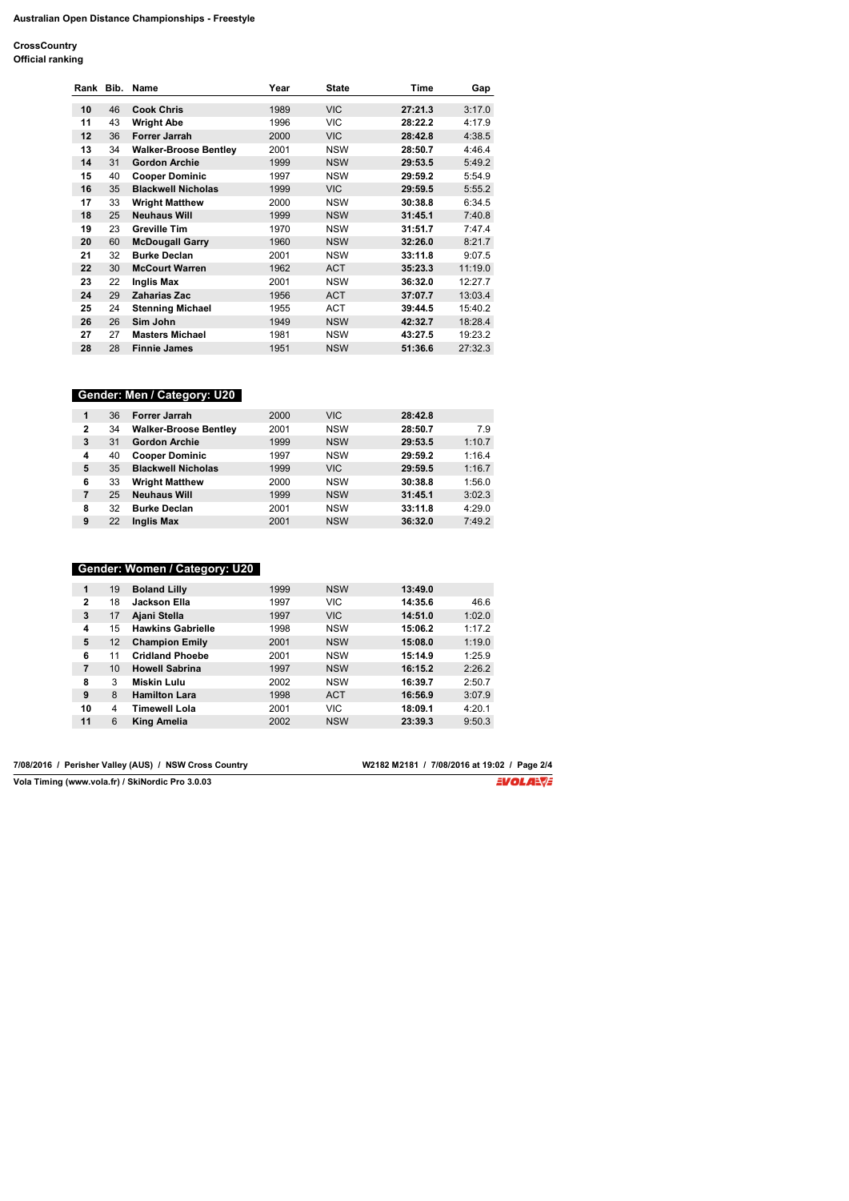**Australian Open Distance Championships - Freestyle**

**CrossCountry**
**Official ranking**

| Rank | Bib. | Name | Year | State | Time | Gap |
|---|---|---|---|---|---|---|
| 10 | 46 | Cook Chris | 1989 | VIC | 27:21.3 | 3:17.0 |
| 11 | 43 | Wright Abe | 1996 | VIC | 28:22.2 | 4:17.9 |
| 12 | 36 | Forrer Jarrah | 2000 | VIC | 28:42.8 | 4:38.5 |
| 13 | 34 | Walker-Broose Bentley | 2001 | NSW | 28:50.7 | 4:46.4 |
| 14 | 31 | Gordon Archie | 1999 | NSW | 29:53.5 | 5:49.2 |
| 15 | 40 | Cooper Dominic | 1997 | NSW | 29:59.2 | 5:54.9 |
| 16 | 35 | Blackwell Nicholas | 1999 | VIC | 29:59.5 | 5:55.2 |
| 17 | 33 | Wright Matthew | 2000 | NSW | 30:38.8 | 6:34.5 |
| 18 | 25 | Neuhaus Will | 1999 | NSW | 31:45.1 | 7:40.8 |
| 19 | 23 | Greville Tim | 1970 | NSW | 31:51.7 | 7:47.4 |
| 20 | 60 | McDougall Garry | 1960 | NSW | 32:26.0 | 8:21.7 |
| 21 | 32 | Burke Declan | 2001 | NSW | 33:11.8 | 9:07.5 |
| 22 | 30 | McCourt Warren | 1962 | ACT | 35:23.3 | 11:19.0 |
| 23 | 22 | Inglis Max | 2001 | NSW | 36:32.0 | 12:27.7 |
| 24 | 29 | Zaharias Zac | 1956 | ACT | 37:07.7 | 13:03.4 |
| 25 | 24 | Stenning Michael | 1955 | ACT | 39:44.5 | 15:40.2 |
| 26 | 26 | Sim John | 1949 | NSW | 42:32.7 | 18:28.4 |
| 27 | 27 | Masters Michael | 1981 | NSW | 43:27.5 | 19:23.2 |
| 28 | 28 | Finnie James | 1951 | NSW | 51:36.6 | 27:32.3 |

**Gender: Men / Category: U20**

| Rank | Bib. | Name | Year | State | Time | Gap |
|---|---|---|---|---|---|---|
| 1 | 36 | Forrer Jarrah | 2000 | VIC | 28:42.8 | |
| 2 | 34 | Walker-Broose Bentley | 2001 | NSW | 28:50.7 | 7.9 |
| 3 | 31 | Gordon Archie | 1999 | NSW | 29:53.5 | 1:10.7 |
| 4 | 40 | Cooper Dominic | 1997 | NSW | 29:59.2 | 1:16.4 |
| 5 | 35 | Blackwell Nicholas | 1999 | VIC | 29:59.5 | 1:16.7 |
| 6 | 33 | Wright Matthew | 2000 | NSW | 30:38.8 | 1:56.0 |
| 7 | 25 | Neuhaus Will | 1999 | NSW | 31:45.1 | 3:02.3 |
| 8 | 32 | Burke Declan | 2001 | NSW | 33:11.8 | 4:29.0 |
| 9 | 22 | Inglis Max | 2001 | NSW | 36:32.0 | 7:49.2 |

**Gender: Women / Category: U20**

| Rank | Bib. | Name | Year | State | Time | Gap |
|---|---|---|---|---|---|---|
| 1 | 19 | Boland Lilly | 1999 | NSW | 13:49.0 | |
| 2 | 18 | Jackson Ella | 1997 | VIC | 14:35.6 | 46.6 |
| 3 | 17 | Ajani Stella | 1997 | VIC | 14:51.0 | 1:02.0 |
| 4 | 15 | Hawkins Gabrielle | 1998 | NSW | 15:06.2 | 1:17.2 |
| 5 | 12 | Champion Emily | 2001 | NSW | 15:08.0 | 1:19.0 |
| 6 | 11 | Cridland Phoebe | 2001 | NSW | 15:14.9 | 1:25.9 |
| 7 | 10 | Howell Sabrina | 1997 | NSW | 16:15.2 | 2:26.2 |
| 8 | 3 | Miskin Lulu | 2002 | NSW | 16:39.7 | 2:50.7 |
| 9 | 8 | Hamilton Lara | 1998 | ACT | 16:56.9 | 3:07.9 |
| 10 | 4 | Timewell Lola | 2001 | VIC | 18:09.1 | 4:20.1 |
| 11 | 6 | King Amelia | 2002 | NSW | 23:39.3 | 9:50.3 |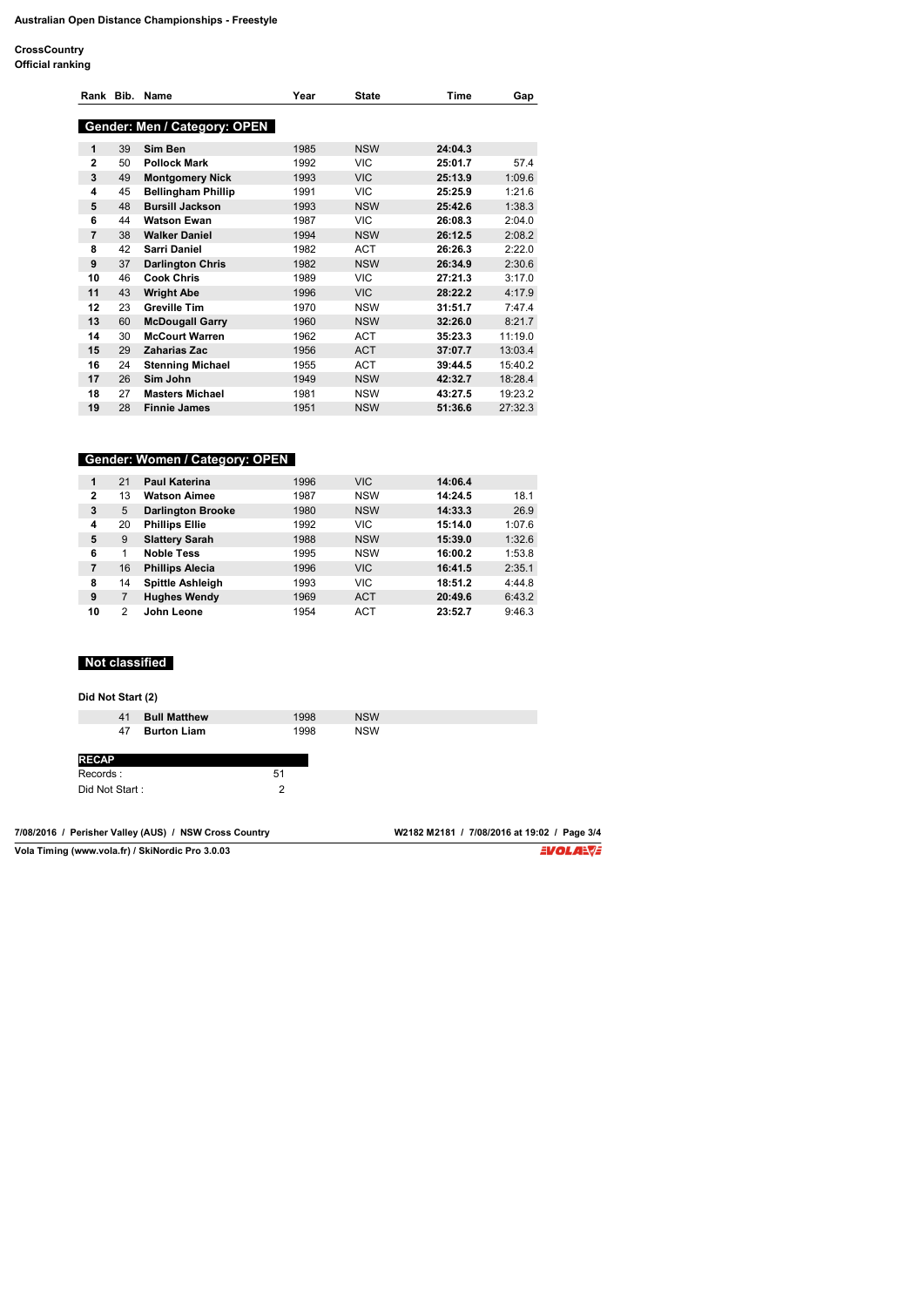**Australian Open Distance Championships - Freestyle**

**CrossCountry**
**Official ranking**

| Rank | Bib. | Name | Year | State | Time | Gap |
|---|---|---|---|---|---|---|
| **Gender: Men / Category: OPEN** | | | | | | |
| **1** | 39 | **Sim Ben** | 1985 | NSW | **24:04.3** | |
| **2** | 50 | **Pollock Mark** | 1992 | VIC | **25:01.7** | 57.4 |
| **3** | 49 | **Montgomery Nick** | 1993 | VIC | **25:13.9** | 1:09.6 |
| **4** | 45 | **Bellingham Phillip** | 1991 | VIC | **25:25.9** | 1:21.6 |
| **5** | 48 | **Bursill Jackson** | 1993 | NSW | **25:42.6** | 1:38.3 |
| **6** | 44 | **Watson Ewan** | 1987 | VIC | **26:08.3** | 2:04.0 |
| **7** | 38 | **Walker Daniel** | 1994 | NSW | **26:12.5** | 2:08.2 |
| **8** | 42 | **Sarri Daniel** | 1982 | ACT | **26:26.3** | 2:22.0 |
| **9** | 37 | **Darlington Chris** | 1982 | NSW | **26:34.9** | 2:30.6 |
| **10** | 46 | **Cook Chris** | 1989 | VIC | **27:21.3** | 3:17.0 |
| **11** | 43 | **Wright Abe** | 1996 | VIC | **28:22.2** | 4:17.9 |
| **12** | 23 | **Greville Tim** | 1970 | NSW | **31:51.7** | 7:47.4 |
| **13** | 60 | **McDougall Garry** | 1960 | NSW | **32:26.0** | 8:21.7 |
| **14** | 30 | **McCourt Warren** | 1962 | ACT | **35:23.3** | 11:19.0 |
| **15** | 29 | **Zaharias Zac** | 1956 | ACT | **37:07.7** | 13:03.4 |
| **16** | 24 | **Stenning Michael** | 1955 | ACT | **39:44.5** | 15:40.2 |
| **17** | 26 | **Sim John** | 1949 | NSW | **42:32.7** | 18:28.4 |
| **18** | 27 | **Masters Michael** | 1981 | NSW | **43:27.5** | 19:23.2 |
| **19** | 28 | **Finnie James** | 1951 | NSW | **51:36.6** | 27:32.3 |
| **Gender: Women / Category: OPEN** | | | | | | |
| **1** | 21 | **Paul Katerina** | 1996 | VIC | **14:06.4** | |
| **2** | 13 | **Watson Aimee** | 1987 | NSW | **14:24.5** | 18.1 |
| **3** | 5 | **Darlington Brooke** | 1980 | NSW | **14:33.3** | 26.9 |
| **4** | 20 | **Phillips Ellie** | 1992 | VIC | **15:14.0** | 1:07.6 |
| **5** | 9 | **Slattery Sarah** | 1988 | NSW | **15:39.0** | 1:32.6 |
| **6** | 1 | **Noble Tess** | 1995 | NSW | **16:00.2** | 1:53.8 |
| **7** | 16 | **Phillips Alecia** | 1996 | VIC | **16:41.5** | 2:35.1 |
| **8** | 14 | **Spittle Ashleigh** | 1993 | VIC | **18:51.2** | 4:44.8 |
| **9** | 7 | **Hughes Wendy** | 1969 | ACT | **20:49.6** | 6:43.2 |
| **10** | 2 | **John Leone** | 1954 | ACT | **23:52.7** | 9:46.3 |

**Not classified**

**Did Not Start (2)**

| Bib. | Name | Year | State |
|---|---|---|---|
| 41 | **Bull Matthew** | 1998 | NSW |
| 47 | **Burton Liam** | 1998 | NSW |

| **RECAP** | |
|---|---|
| Records : | 51 |
| Did Not Start : | 2 |

7/08/2016 / Perisher Valley (AUS) / NSW Cross Country — W2182 M2181 / 7/08/2016 at 19:02

Vola Timing (www.vola.fr) / SkiNordic Pro 3.0.03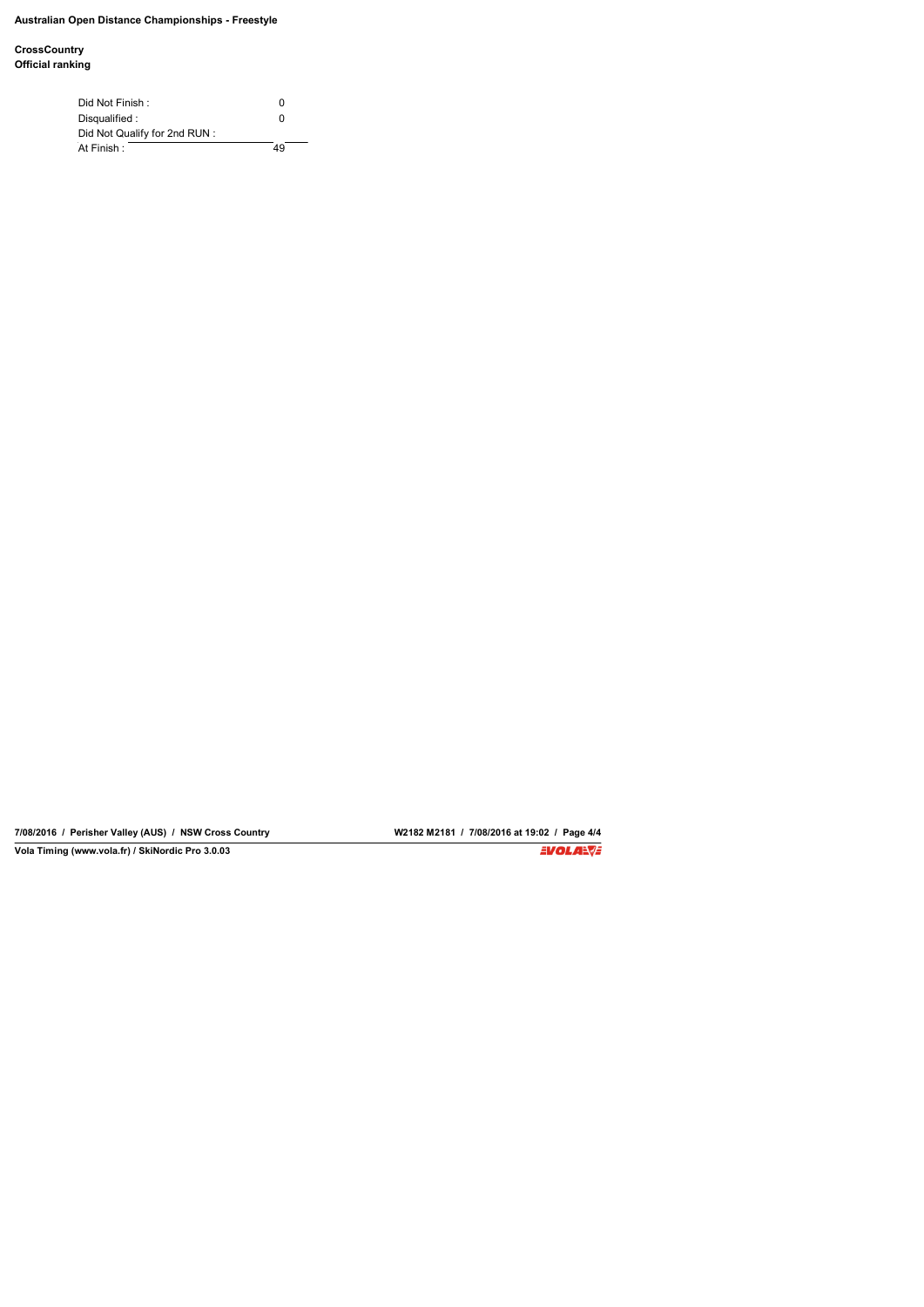**Australian Open Distance Championships - Freestyle**

**CrossCountry**
**Official ranking**

| | |
|---|---|
| Did Not Finish : | 0 |
| Disqualified : | 0 |
| Did Not Qualify for 2nd RUN : | |
| At Finish : | 49 |

**7/08/2016 / Perisher Valley (AUS) / NSW Cross Country** **W2182 M2181 / 7/08/2016 at 19:02**

**Vola Timing (www.vola.fr) / SkiNordic Pro 3.0.03**